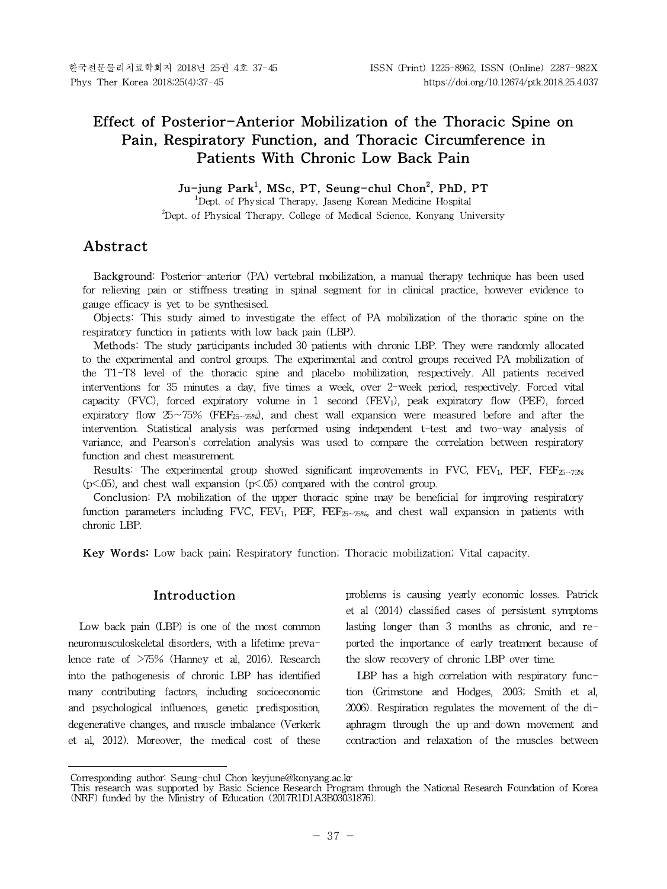# Effect of Posterior-Anterior Mobilization of the Thoracic Spine on Pain, Respiratory Function, and Thoracic Circumference in Patients With Chronic Low Back Pain

**Ju-jung Park[1], MSc, PT, Seung-chul Chon[2], PhD, PT**

[1]Dept. of Physical Therapy, Jaseng Korean Medicine Hospital

[2]Dept. of Physical Therapy, College of Medical Science, Konyang University

## Abstract

**Background:** Posterior-anterior (PA) vertebral mobilization, a manual therapy technique has been used for relieving pain or stiffness treating in spinal segment for in clinical practice, however evidence to gauge efficacy is yet to be synthesised.

**Objects:** This study aimed to investigate the effect of PA mobilization of the thoracic spine on the respiratory function in patients with low back pain (LBP).

**Methods:** The study participants included 30 patients with chronic LBP. They were randomly allocated to the experimental and control groups. The experimental and control groups received PA mobilization of the T1-T8 level of the thoracic spine and placebo mobilization, respectively. All patients received interventions for 35 minutes a day, five times a week, over 2-week period, respectively. Forced vital capacity (FVC), forced expiratory volume in 1 second ($FEV_1$), peak expiratory flow (PEF), forced expiratory flow 25~75% ($FEF_{25\sim75\%}$), and chest wall expansion were measured before and after the intervention. Statistical analysis was performed using independent t-test and two-way analysis of variance, and Pearson's correlation analysis was used to compare the correlation between respiratory function and chest measurement.

**Results:** The experimental group showed significant improvements in FVC, $FEV_1$, PEF, $FEF_{25\sim75\%}$ ($p<.05$), and chest wall expansion ($p<.05$) compared with the control group.

**Conclusion:** PA mobilization of the upper thoracic spine may be beneficial for improving respiratory function parameters including FVC, $FEV_1$, PEF, $FEF_{25\sim75\%}$, and chest wall expansion in patients with chronic LBP.

**Key Words:** Low back pain; Respiratory function; Thoracic mobilization; Vital capacity.

## Introduction

Low back pain (LBP) is one of the most common neuromusculoskeletal disorders, with a lifetime prevalence rate of >75% (Hanney et al, 2016). Research into the pathogenesis of chronic LBP has identified many contributing factors, including socioeconomic and psychological influences, genetic predisposition, degenerative changes, and muscle imbalance (Verkerk et al, 2012). Moreover, the medical cost of these problems is causing yearly economic losses. Patrick et al (2014) classified cases of persistent symptoms lasting longer than 3 months as chronic, and reported the importance of early treatment because of the slow recovery of chronic LBP over time.

LBP has a high correlation with respiratory function (Grimstone and Hodges, 2003; Smith et al, 2006). Respiration regulates the movement of the diaphragm through the up-and-down movement and contraction and relaxation of the muscles between

Corresponding author: Seung-chul Chon keyjune@konyang.ac.kr

This research was supported by Basic Science Research Program through the National Research Foundation of Korea (NRF) funded by the Ministry of Education (2017R1D1A3B03031876).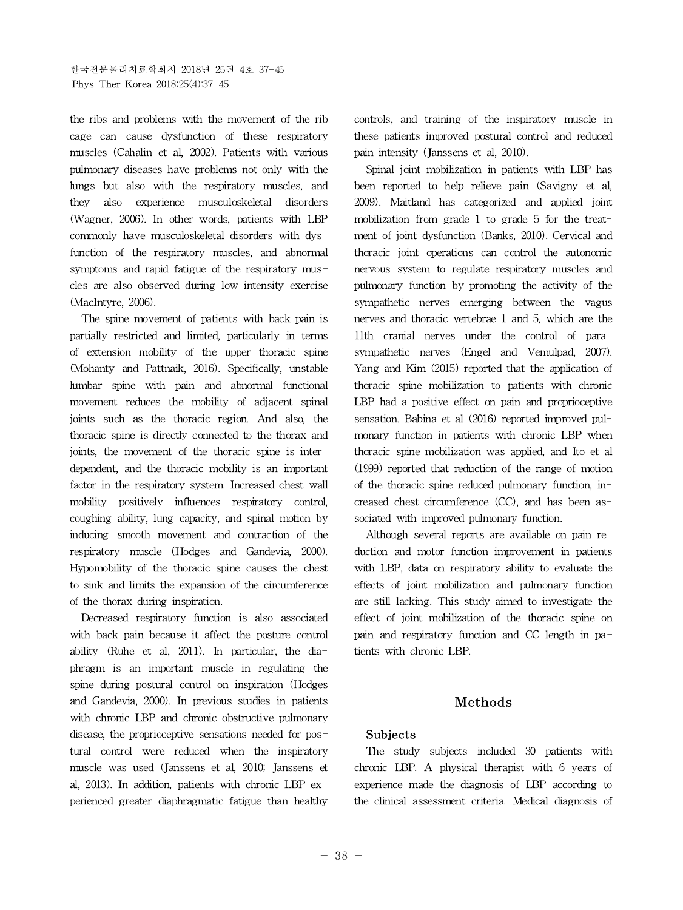the ribs and problems with the movement of the rib cage can cause dysfunction of these respiratory muscles (Cahalin et al, 2002). Patients with various pulmonary diseases have problems not only with the lungs but also with the respiratory muscles, and they also experience musculoskeletal disorders (Wagner, 2006). In other words, patients with LBP commonly have musculoskeletal disorders with dysfunction of the respiratory muscles, and abnormal symptoms and rapid fatigue of the respiratory muscles are also observed during low-intensity exercise (MacIntyre, 2006).

The spine movement of patients with back pain is partially restricted and limited, particularly in terms of extension mobility of the upper thoracic spine (Mohanty and Pattnaik, 2016). Specifically, unstable lumbar spine with pain and abnormal functional movement reduces the mobility of adjacent spinal joints such as the thoracic region. And also, the thoracic spine is directly connected to the thorax and joints, the movement of the thoracic spine is interdependent, and the thoracic mobility is an important factor in the respiratory system. Increased chest wall mobility positively influences respiratory control, coughing ability, lung capacity, and spinal motion by inducing smooth movement and contraction of the respiratory muscle (Hodges and Gandevia, 2000). Hypomobility of the thoracic spine causes the chest to sink and limits the expansion of the circumference of the thorax during inspiration.

Decreased respiratory function is also associated with back pain because it affect the posture control ability (Ruhe et al, 2011). In particular, the diaphragm is an important muscle in regulating the spine during postural control on inspiration (Hodges and Gandevia, 2000). In previous studies in patients with chronic LBP and chronic obstructive pulmonary disease, the proprioceptive sensations needed for postural control were reduced when the inspiratory muscle was used (Janssens et al, 2010; Janssens et al, 2013). In addition, patients with chronic LBP experienced greater diaphragmatic fatigue than healthy controls, and training of the inspiratory muscle in these patients improved postural control and reduced pain intensity (Janssens et al, 2010).

Spinal joint mobilization in patients with LBP has been reported to help relieve pain (Savigny et al, 2009). Maitland has categorized and applied joint mobilization from grade 1 to grade 5 for the treatment of joint dysfunction (Banks, 2010). Cervical and thoracic joint operations can control the autonomic nervous system to regulate respiratory muscles and pulmonary function by promoting the activity of the sympathetic nerves emerging between the vagus nerves and thoracic vertebrae 1 and 5, which are the 11th cranial nerves under the control of parasympathetic nerves (Engel and Vemulpad, 2007). Yang and Kim (2015) reported that the application of thoracic spine mobilization to patients with chronic LBP had a positive effect on pain and proprioceptive sensation. Babina et al (2016) reported improved pulmonary function in patients with chronic LBP when thoracic spine mobilization was applied, and Ito et al (1999) reported that reduction of the range of motion of the thoracic spine reduced pulmonary function, increased chest circumference (CC), and has been associated with improved pulmonary function.

Although several reports are available on pain reduction and motor function improvement in patients with LBP, data on respiratory ability to evaluate the effects of joint mobilization and pulmonary function are still lacking. This study aimed to investigate the effect of joint mobilization of the thoracic spine on pain and respiratory function and CC length in patients with chronic LBP.

## Methods

### Subjects

The study subjects included 30 patients with chronic LBP. A physical therapist with 6 years of experience made the diagnosis of LBP according to the clinical assessment criteria. Medical diagnosis of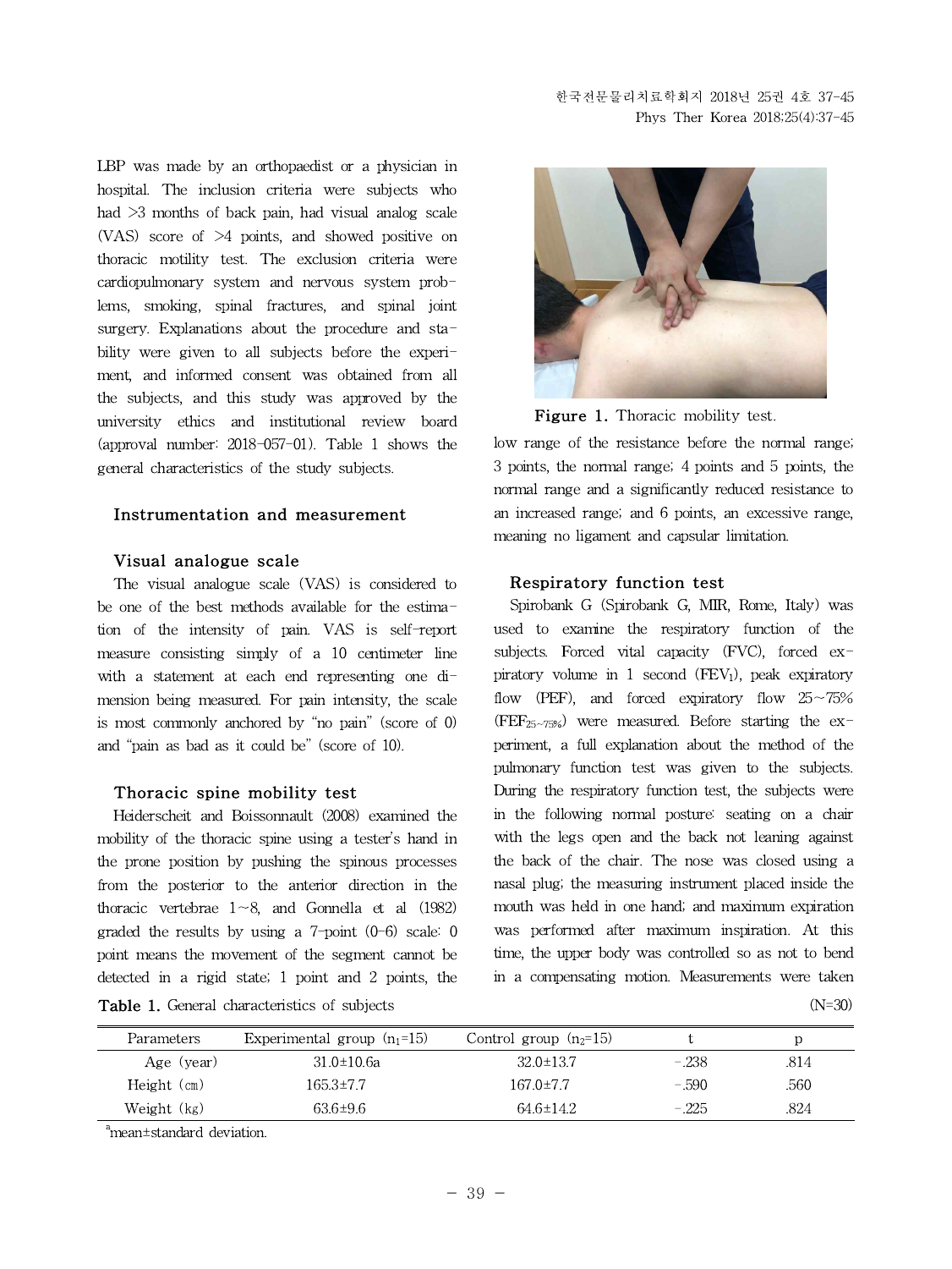LBP was made by an orthopaedist or a physician in hospital. The inclusion criteria were subjects who had >3 months of back pain, had visual analog scale (VAS) score of >4 points, and showed positive on thoracic motility test. The exclusion criteria were cardiopulmonary system and nervous system problems, smoking, spinal fractures, and spinal joint surgery. Explanations about the procedure and stability were given to all subjects before the experiment, and informed consent was obtained from all the subjects, and this study was approved by the university ethics and institutional review board (approval number: 2018-057-01). Table 1 shows the general characteristics of the study subjects.

## Instrumentation and measurement

### Visual analogue scale

The visual analogue scale (VAS) is considered to be one of the best methods available for the estimation of the intensity of pain. VAS is self-report measure consisting simply of a 10 centimeter line with a statement at each end representing one dimension being measured. For pain intensity, the scale is most commonly anchored by "no pain" (score of 0) and "pain as bad as it could be" (score of 10).

### Thoracic spine mobility test

Heiderscheit and Boissonnault (2008) examined the mobility of the thoracic spine using a tester's hand in the prone position by pushing the spinous processes from the posterior to the anterior direction in the thoracic vertebrae 1~8, and Gonnella et al (1982) graded the results by using a 7-point (0-6) scale: 0 point means the movement of the segment cannot be detected in a rigid state; 1 point and 2 points, the low range of the resistance before the normal range; 3 points, the normal range; 4 points and 5 points, the normal range and a significantly reduced resistance to an increased range; and 6 points, an excessive range, meaning no ligament and capsular limitation.

**Figure 1.** Thoracic mobility test.

### Respiratory function test

Spirobank G (Spirobank G, MIR, Rome, Italy) was used to examine the respiratory function of the subjects. Forced vital capacity (FVC), forced expiratory volume in 1 second ($FEV_1$), peak expiratory flow (PEF), and forced expiratory flow 25~75% ($FEF_{25\sim75\%}$) were measured. Before starting the experiment, a full explanation about the method of the pulmonary function test was given to the subjects. During the respiratory function test, the subjects were in the following normal posture: seating on a chair with the legs open and the back not leaning against the back of the chair. The nose was closed using a nasal plug; the measuring instrument placed inside the mouth was held in one hand; and maximum expiration was performed after maximum inspiration. At this time, the upper body was controlled so as not to bend in a compensating motion. Measurements were taken

**Table 1.** General characteristics of subjects (N=30)

| Parameters | Experimental group ($n_1$=15) | Control group ($n_2$=15) | t | p |
|---|---|---|---|---|
| Age (year) | 31.0±10.6[a] | 32.0±13.7 | -.238 | .814 |
| Height (㎝) | 165.3±7.7 | 167.0±7.7 | -.590 | .560 |
| Weight (㎏) | 63.6±9.6 | 64.6±14.2 | -.225 | .824 |

[a]mean±standard deviation.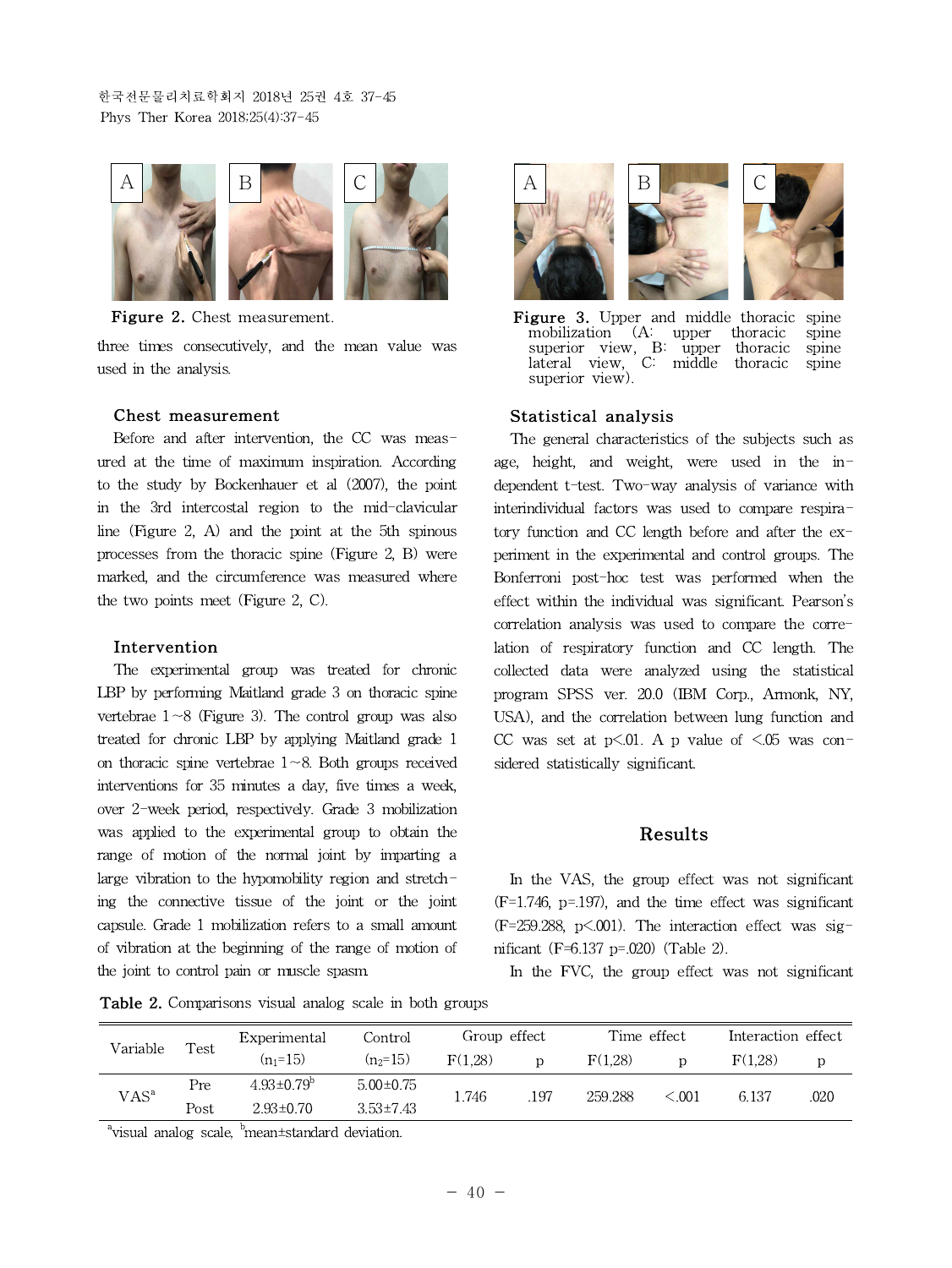Figure 2. Chest measurement.

three times consecutively, and the mean value was used in the analysis.

### Chest measurement

Before and after intervention, the CC was measured at the time of maximum inspiration. According to the study by Bockenhauer et al (2007), the point in the 3rd intercostal region to the mid-clavicular line (Figure 2, A) and the point at the 5th spinous processes from the thoracic spine (Figure 2, B) were marked, and the circumference was measured where the two points meet (Figure 2, C).

### Intervention

The experimental group was treated for chronic LBP by performing Maitland grade 3 on thoracic spine vertebrae 1~8 (Figure 3). The control group was also treated for chronic LBP by applying Maitland grade 1 on thoracic spine vertebrae 1~8. Both groups received interventions for 35 minutes a day, five times a week, over 2-week period, respectively. Grade 3 mobilization was applied to the experimental group to obtain the range of motion of the normal joint by imparting a large vibration to the hypomobility region and stretching the connective tissue of the joint or the joint capsule. Grade 1 mobilization refers to a small amount of vibration at the beginning of the range of motion of the joint to control pain or muscle spasm.

Figure 3. Upper and middle thoracic spine mobilization (A: upper thoracic spine superior view, B: upper thoracic spine lateral view, C: middle thoracic spine superior view).

### Statistical analysis

The general characteristics of the subjects such as age, height, and weight, were used in the independent t-test. Two-way analysis of variance with interindividual factors was used to compare respiratory function and CC length before and after the experiment in the experimental and control groups. The Bonferroni post-hoc test was performed when the effect within the individual was significant. Pearson's correlation analysis was used to compare the correlation of respiratory function and CC length. The collected data were analyzed using the statistical program SPSS ver. 20.0 (IBM Corp., Armonk, NY, USA), and the correlation between lung function and CC was set at $p<.01$. A p value of $<.05$ was considered statistically significant.

## Results

In the VAS, the group effect was not significant ($F=1.746$, $p=.197$), and the time effect was significant ($F=259.288$, $p<.001$). The interaction effect was significant ($F=6.137$ $p=.020$) (Table 2).

In the FVC, the group effect was not significant

Table 2. Comparisons visual analog scale in both groups

| Variable | Test | Experimental ($n_1=15$) | Control ($n_2=15$) | Group effect F(1,28) | Group effect p | Time effect F(1,28) | Time effect p | Interaction effect F(1,28) | Interaction effect p |
|---|---|---|---|---|---|---|---|---|---|
| VAS[a] | Pre | 4.93±0.79[b] | 5.00±0.75 | 1.746 | .197 | 259.288 | <.001 | 6.137 | .020 |
| | Post | 2.93±0.70 | 3.53±7.43 | | | | | | |

[a]visual analog scale, [b]mean±standard deviation.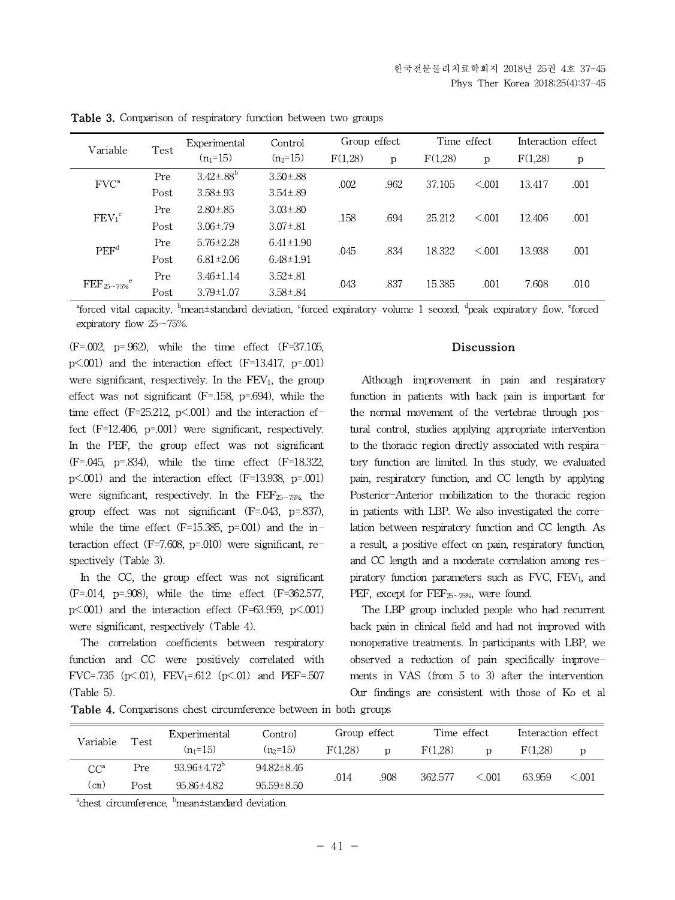**Table 3.** Comparison of respiratory function between two groups

| Variable | Test | Experimental ($n_1$=15) | Control ($n_2$=15) | Group effect F(1,28) | Group effect p | Time effect F(1,28) | Time effect p | Interaction effect F(1,28) | Interaction effect p |
|---|---|---|---|---|---|---|---|---|---|
| FVC[a] | Pre | 3.42±.88[b] | 3.50±.88 | .002 | .962 | 37.105 | <.001 | 13.417 | .001 |
| | Post | 3.58±.93 | 3.54±.89 | | | | | | |
| $FEV_1$[c] | Pre | 2.80±.85 | 3.03±.80 | .158 | .694 | 25.212 | <.001 | 12.406 | .001 |
| | Post | 3.06±.79 | 3.07±.81 | | | | | | |
| PEF[d] | Pre | 5.76±2.28 | 6.41±1.90 | .045 | .834 | 18.322 | <.001 | 13.938 | .001 |
| | Post | 6.81±2.06 | 6.48±1.91 | | | | | | |
| $FEF_{25\sim75\%}$[e] | Pre | 3.46±1.14 | 3.52±.81 | .043 | .837 | 15.385 | .001 | 7.608 | .010 |
| | Post | 3.79±1.07 | 3.58±.84 | | | | | | |

[a]forced vital capacity, [b]mean±standard deviation, [c]forced expiratory volume 1 second, [d]peak expiratory flow, [e]forced expiratory flow 25~75%.

(F=.002, p=.962), while the time effect (F=37.105, p<.001) and the interaction effect (F=13.417, p=.001) were significant, respectively. In the $FEV_1$, the group effect was not significant (F=.158, p=.694), while the time effect (F=25.212, p<.001) and the interaction effect (F=12.406, p=.001) were significant, respectively. In the PEF, the group effect was not significant (F=.045, p=.834), while the time effect (F=18.322, p<.001) and the interaction effect (F=13.938, p=.001) were significant, respectively. In the $FEF_{25\sim75\%}$, the group effect was not significant (F=.043, p=.837), while the time effect (F=15.385, p=.001) and the interaction effect (F=7.608, p=.010) were significant, respectively (Table 3).

In the CC, the group effect was not significant (F=.014, p=.908), while the time effect (F=362.577, p<.001) and the interaction effect (F=63.959, p<.001) were significant, respectively (Table 4).

The correlation coefficients between respiratory function and CC were positively correlated with FVC=.735 (p<.01), $FEV_1$=.612 (p<.01) and PEF=.507 (Table 5).

**Table 4.** Comparisons chest circumference between in both groups

| Variable | Test | Experimental ($n_1$=15) | Control ($n_2$=15) | Group effect F(1,28) | Group effect p | Time effect F(1,28) | Time effect p | Interaction effect F(1,28) | Interaction effect p |
|---|---|---|---|---|---|---|---|---|---|
| CC[a] (㎝) | Pre | 93.96±4.72[b] | 94.82±8.46 | .014 | .908 | 362.577 | <.001 | 63.959 | <.001 |
| | Post | 95.86±4.82 | 95.59±8.50 | | | | | | |

[a]chest circumference, [b]mean±standard deviation.

## Discussion

Although improvement in pain and respiratory function in patients with back pain is important for the normal movement of the vertebrae through postural control, studies applying appropriate intervention to the thoracic region directly associated with respiratory function are limited. In this study, we evaluated pain, respiratory function, and CC length by applying Posterior-Anterior mobilization to the thoracic region in patients with LBP. We also investigated the correlation between respiratory function and CC length. As a result, a positive effect on pain, respiratory function, and CC length and a moderate correlation among respiratory function parameters such as FVC, $FEV_1$, and PEF, except for $FEF_{25\sim75\%}$, were found.

The LBP group included people who had recurrent back pain in clinical field and had not improved with nonoperative treatments. In participants with LBP, we observed a reduction of pain specifically improvements in VAS (from 5 to 3) after the intervention. Our findings are consistent with those of Ko et al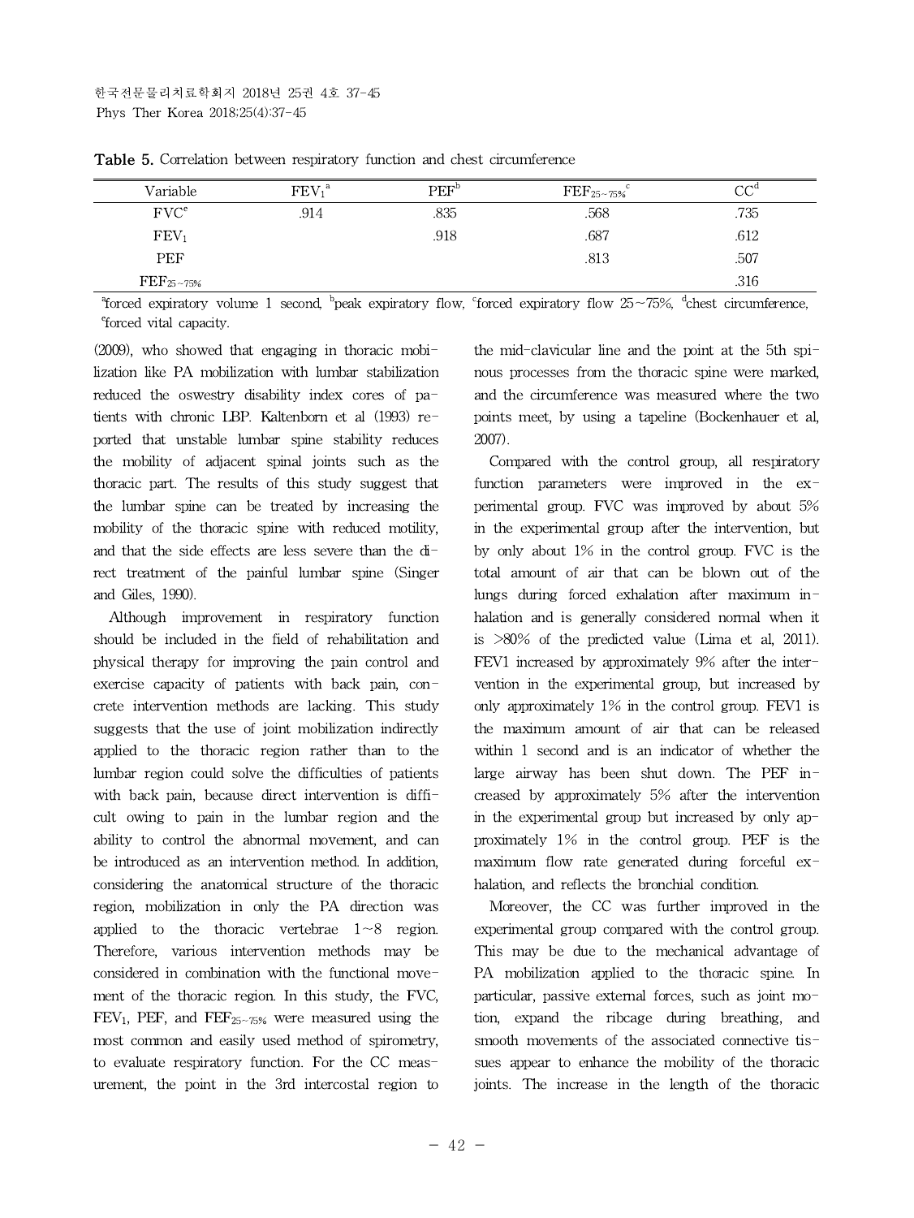**Table 5.** Correlation between respiratory function and chest circumference

| Variable | $FEV_1$[a] | PEF[b] | $FEF_{25\sim75\%}$[c] | CC[d] |
|---|---|---|---|---|
| FVC[e] | .914 | .835 | .568 | .735 |
| $FEV_1$ | | .918 | .687 | .612 |
| PEF | | | .813 | .507 |
| $FEF_{25\sim75\%}$ | | | | .316 |

[a]forced expiratory volume 1 second, [b]peak expiratory flow, [c]forced expiratory flow 25~75%, [d]chest circumference, [e]forced vital capacity.

(2009), who showed that engaging in thoracic mobilization like PA mobilization with lumbar stabilization reduced the oswestry disability index cores of patients with chronic LBP. Kaltenborn et al (1993) reported that unstable lumbar spine stability reduces the mobility of adjacent spinal joints such as the thoracic part. The results of this study suggest that the lumbar spine can be treated by increasing the mobility of the thoracic spine with reduced motility, and that the side effects are less severe than the direct treatment of the painful lumbar spine (Singer and Giles, 1990).

Although improvement in respiratory function should be included in the field of rehabilitation and physical therapy for improving the pain control and exercise capacity of patients with back pain, concrete intervention methods are lacking. This study suggests that the use of joint mobilization indirectly applied to the thoracic region rather than to the lumbar region could solve the difficulties of patients with back pain, because direct intervention is difficult owing to pain in the lumbar region and the ability to control the abnormal movement, and can be introduced as an intervention method. In addition, considering the anatomical structure of the thoracic region, mobilization in only the PA direction was applied to the thoracic vertebrae 1~8 region. Therefore, various intervention methods may be considered in combination with the functional movement of the thoracic region. In this study, the FVC, $FEV_1$, PEF, and $FEF_{25\sim75\%}$ were measured using the most common and easily used method of spirometry, to evaluate respiratory function. For the CC measurement, the point in the 3rd intercostal region to the mid-clavicular line and the point at the 5th spinous processes from the thoracic spine were marked, and the circumference was measured where the two points meet, by using a tapeline (Bockenhauer et al, 2007).

Compared with the control group, all respiratory function parameters were improved in the experimental group. FVC was improved by about 5% in the experimental group after the intervention, but by only about 1% in the control group. FVC is the total amount of air that can be blown out of the lungs during forced exhalation after maximum inhalation and is generally considered normal when it is >80% of the predicted value (Lima et al, 2011). FEV1 increased by approximately 9% after the intervention in the experimental group, but increased by only approximately 1% in the control group. FEV1 is the maximum amount of air that can be released within 1 second and is an indicator of whether the large airway has been shut down. The PEF increased by approximately 5% after the intervention in the experimental group but increased by only approximately 1% in the control group. PEF is the maximum flow rate generated during forceful exhalation, and reflects the bronchial condition.

Moreover, the CC was further improved in the experimental group compared with the control group. This may be due to the mechanical advantage of PA mobilization applied to the thoracic spine. In particular, passive external forces, such as joint motion, expand the ribcage during breathing, and smooth movements of the associated connective tissues appear to enhance the mobility of the thoracic joints. The increase in the length of the thoracic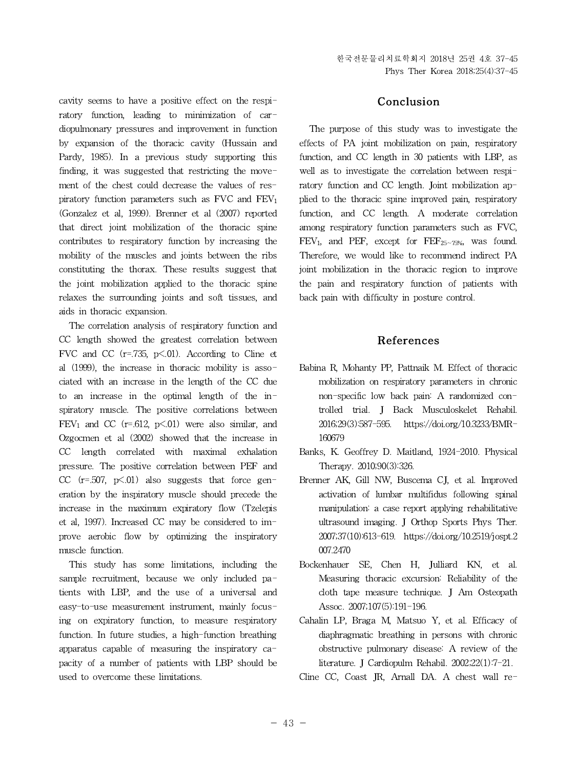cavity seems to have a positive effect on the respiratory function, leading to minimization of cardiopulmonary pressures and improvement in function by expansion of the thoracic cavity (Hussain and Pardy, 1985). In a previous study supporting this finding, it was suggested that restricting the movement of the chest could decrease the values of respiratory function parameters such as FVC and $FEV_1$ (Gonzalez et al, 1999). Brenner et al (2007) reported that direct joint mobilization of the thoracic spine contributes to respiratory function by increasing the mobility of the muscles and joints between the ribs constituting the thorax. These results suggest that the joint mobilization applied to the thoracic spine relaxes the surrounding joints and soft tissues, and aids in thoracic expansion.

The correlation analysis of respiratory function and CC length showed the greatest correlation between FVC and CC ($r=.735$, $p<.01$). According to Cline et al (1999), the increase in thoracic mobility is associated with an increase in the length of the CC due to an increase in the optimal length of the inspiratory muscle. The positive correlations between $FEV_1$ and CC ($r=.612$, $p<.01$) were also similar, and Ozgocmen et al (2002) showed that the increase in CC length correlated with maximal exhalation pressure. The positive correlation between PEF and CC ($r=.507$, $p<.01$) also suggests that force generation by the inspiratory muscle should precede the increase in the maximum expiratory flow (Tzelepis et al, 1997). Increased CC may be considered to improve aerobic flow by optimizing the inspiratory muscle function.

This study has some limitations, including the sample recruitment, because we only included patients with LBP, and the use of a universal and easy-to-use measurement instrument, mainly focusing on expiratory function, to measure respiratory function. In future studies, a high-function breathing apparatus capable of measuring the inspiratory capacity of a number of patients with LBP should be used to overcome these limitations.

## Conclusion

The purpose of this study was to investigate the effects of PA joint mobilization on pain, respiratory function, and CC length in 30 patients with LBP, as well as to investigate the correlation between respiratory function and CC length. Joint mobilization applied to the thoracic spine improved pain, respiratory function, and CC length. A moderate correlation among respiratory function parameters such as FVC, $FEV_1$, and PEF, except for $FEF_{25\sim75\%}$, was found. Therefore, we would like to recommend indirect PA joint mobilization in the thoracic region to improve the pain and respiratory function of patients with back pain with difficulty in posture control.

## References

Babina R, Mohanty PP, Pattnaik M. Effect of thoracic mobilization on respiratory parameters in chronic non-specific low back pain: A randomized controlled trial. J Back Musculoskelet Rehabil. 2016;29(3):587-595. https://doi.org/10.3233/BMR-160679

Banks, K. Geoffrey D. Maitland, 1924-2010. Physical Therapy. 2010;90(3):326.

Brenner AK, Gill NW, Buscema CJ, et al. Improved activation of lumbar multifidus following spinal manipulation: a case report applying rehabilitative ultrasound imaging. J Orthop Sports Phys Ther. 2007;37(10):613-619. https://doi.org/10.2519/jospt.2007.2470

Bockenhauer SE, Chen H, Julliard KN, et al. Measuring thoracic excursion: Reliability of the cloth tape measure technique. J Am Osteopath Assoc. 2007;107(5):191-196.

Cahalin LP, Braga M, Matsuo Y, et al. Efficacy of diaphragmatic breathing in persons with chronic obstructive pulmonary disease: A review of the literature. J Cardiopulm Rehabil. 2002;22(1):7-21.

Cline CC, Coast JR, Arnall DA. A chest wall re-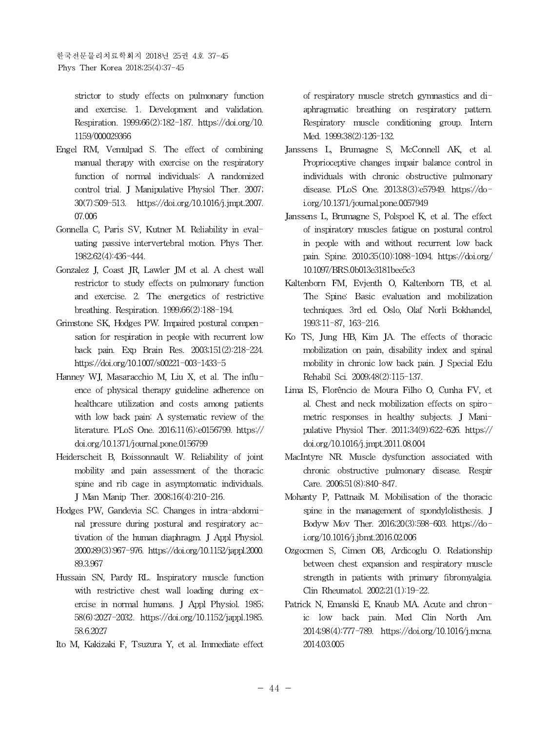strictor to study effects on pulmonary function and exercise. 1. Development and validation. Respiration. 1999;66(2):182-187. https://doi.org/10.1159/000029366

Engel RM, Vemulpad S. The effect of combining manual therapy with exercise on the respiratory function of normal individuals: A randomized control trial. J Manipulative Physiol Ther. 2007;30(7):509-513. https://doi.org/10.1016/j.jmpt.2007.07.006

Gonnella C, Paris SV, Kutner M. Reliability in evaluating passive intervertebral motion. Phys Ther. 1982;62(4):436-444.

Gonzalez J, Coast JR, Lawler JM et al. A chest wall restrictor to study effects on pulmonary function and exercise. 2. The energetics of restrictive breathing. Respiration. 1999;66(2):188-194.

Grimstone SK, Hodges PW. Impaired postural compensation for respiration in people with recurrent low back pain. Exp Brain Res. 2003;151(2):218-224. https://doi.org/10.1007/s00221-003-1433-5

Hanney WJ, Masaracchio M, Liu X, et al. The influence of physical therapy guideline adherence on healthcare utilization and costs among patients with low back pain: A systematic review of the literature. PLoS One. 2016;11(6):e0156799. https://doi.org/10.1371/journal.pone.0156799

Heiderscheit B, Boissonnault W. Reliability of joint mobility and pain assessment of the thoracic spine and rib cage in asymptomatic individuals. J Man Manip Ther. 2008;16(4):210-216.

Hodges PW, Gandevia SC. Changes in intra-abdominal pressure during postural and respiratory activation of the human diaphragm. J Appl Physiol. 2000;89(3):967-976. https://doi.org/10.1152/jappl.2000.89.3.967

Hussain SN, Pardy RL. Inspiratory muscle function with restrictive chest wall loading during exercise in normal humans. J Appl Physiol. 1985;58(6):2027-2032. https://doi.org/10.1152/jappl.1985.58.6.2027

Ito M, Kakizaki F, Tsuzura Y, et al. Immediate effect of respiratory muscle stretch gymnastics and diaphragmatic breathing on respiratory pattern. Respiratory muscle conditioning group. Intern Med. 1999;38(2):126-132.

Janssens L, Brumagne S, McConnell AK, et al. Proprioceptive changes impair balance control in individuals with chronic obstructive pulmonary disease. PLoS One. 2013;8(3):e57949. https://doi.org/10.1371/journal.pone.0057949

Janssens L, Brumagne S, Polspoel K, et al. The effect of inspiratory muscles fatigue on postural control in people with and without recurrent low back pain. Spine. 2010;35(10):1088-1094. https://doi.org/10.1097/BRS.0b013e3181bee5c3

Kaltenborn FM, Evjenth O, Kaltenborn TB, et al. The Spine: Basic evaluation and mobilization techniques. 3rd ed. Oslo, Olaf Norli Bokhandel, 1993:11-87, 163-216.

Ko TS, Jung HB, Kim JA. The effects of thoracic mobilization on pain, disability index and spinal mobility in chronic low back pain. J Special Edu Rehabil Sci. 2009;48(2):115-137.

Lima IS, Florêncio de Moura Filho O, Cunha FV, et al. Chest and neck mobilization effects on spirometric responses in healthy subjects. J Manipulative Physiol Ther. 2011;34(9):622-626. https://doi.org/10.1016/j.jmpt.2011.08.004

MacIntyre NR. Muscle dysfunction associated with chronic obstructive pulmonary disease. Respir Care. 2006;51(8):840-847.

Mohanty P, Pattnaik M. Mobilisation of the thoracic spine in the management of spondylolisthesis. J Bodyw Mov Ther. 2016;20(3):598-603. https://doi.org/10.1016/j.jbmt.2016.02.006

Ozgocmen S, Cimen OB, Ardicoglu O. Relationship between chest expansion and respiratory muscle strength in patients with primary fibromyalgia. Clin Rheumatol. 2002;21(1):19-22.

Patrick N, Emanski E, Knaub MA. Acute and chronic low back pain. Med Clin North Am. 2014;98(4):777-789. https://doi.org/10.1016/j.mcna.2014.03.005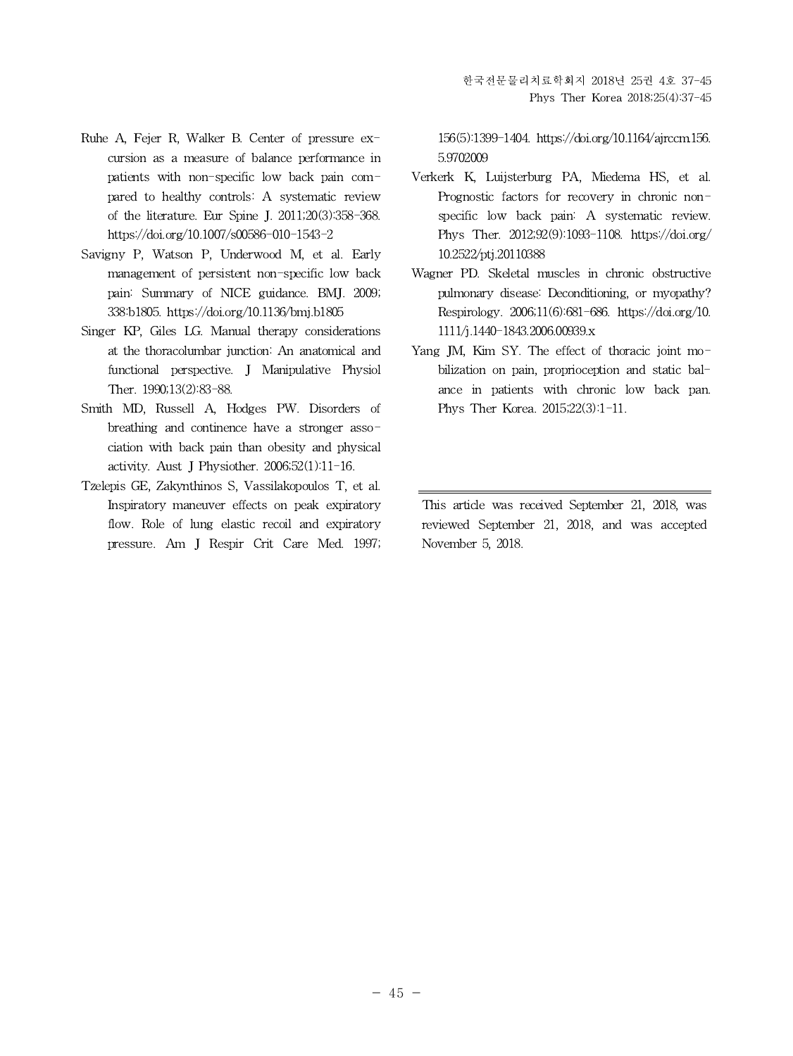Ruhe A, Fejer R, Walker B. Center of pressure excursion as a measure of balance performance in patients with non-specific low back pain compared to healthy controls: A systematic review of the literature. Eur Spine J. 2011;20(3):358-368. https://doi.org/10.1007/s00586-010-1543-2

Savigny P, Watson P, Underwood M, et al. Early management of persistent non-specific low back pain: Summary of NICE guidance. BMJ. 2009;338:b1805. https://doi.org/10.1136/bmj.b1805

Singer KP, Giles LG. Manual therapy considerations at the thoracolumbar junction: An anatomical and functional perspective. J Manipulative Physiol Ther. 1990;13(2):83-88.

Smith MD, Russell A, Hodges PW. Disorders of breathing and continence have a stronger association with back pain than obesity and physical activity. Aust J Physiother. 2006;52(1):11-16.

Tzelepis GE, Zakynthinos S, Vassilakopoulos T, et al. Inspiratory maneuver effects on peak expiratory flow. Role of lung elastic recoil and expiratory pressure. Am J Respir Crit Care Med. 1997;156(5):1399-1404. https://doi.org/10.1164/ajrccm.156.5.9702009

Verkerk K, Luijsterburg PA, Miedema HS, et al. Prognostic factors for recovery in chronic nonspecific low back pain: A systematic review. Phys Ther. 2012;92(9):1093-1108. https://doi.org/10.2522/ptj.20110388

Wagner PD. Skeletal muscles in chronic obstructive pulmonary disease: Deconditioning, or myopathy? Respirology. 2006;11(6):681-686. https://doi.org/10.1111/j.1440-1843.2006.00939.x

Yang JM, Kim SY. The effect of thoracic joint mobilization on pain, proprioception and static balance in patients with chronic low back pan. Phys Ther Korea. 2015;22(3):1-11.

---

This article was received September 21, 2018, was reviewed September 21, 2018, and was accepted November 5, 2018.